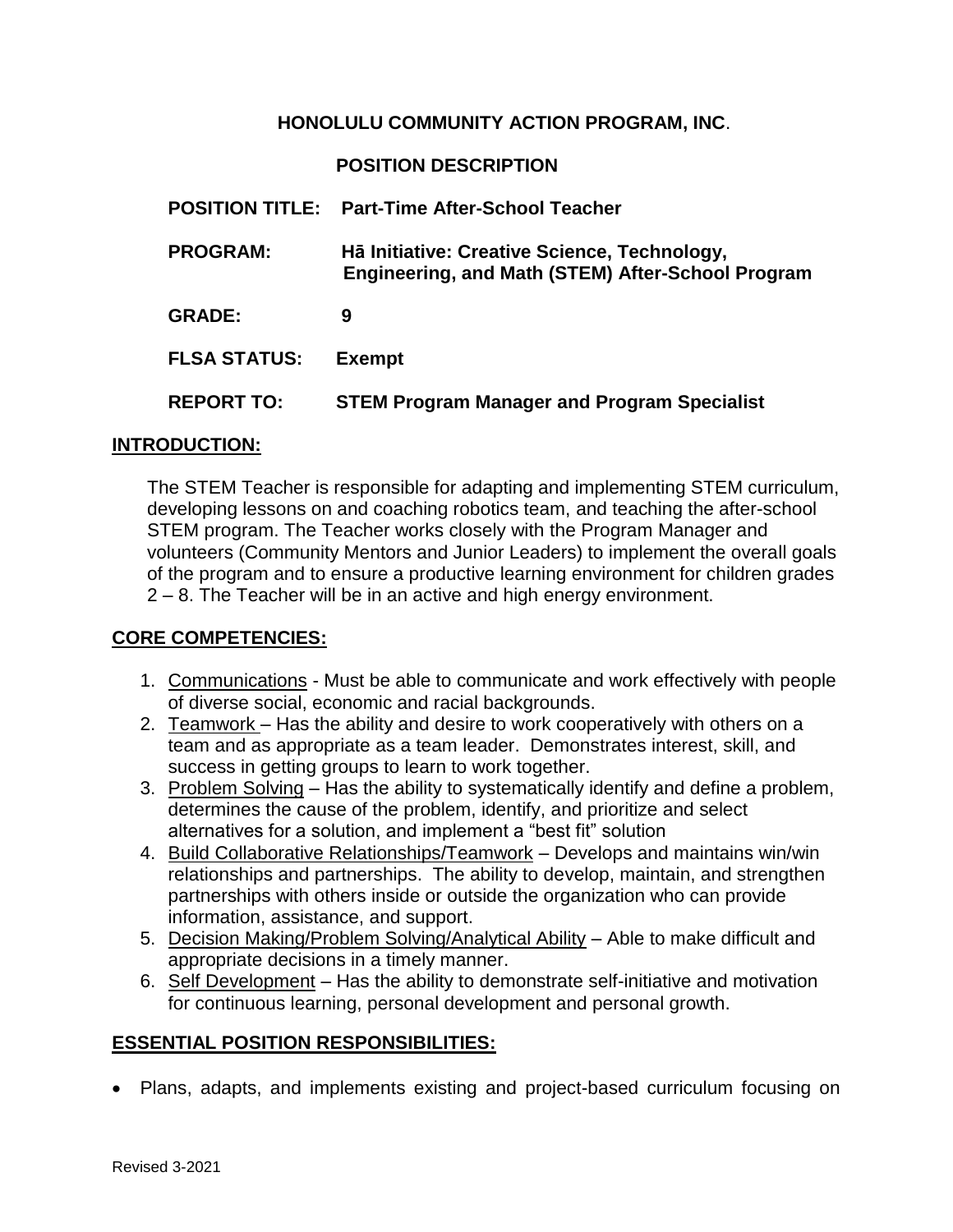**HONOLULU COMMUNITY ACTION PROGRAM, INC.**

**POSITION DESCRIPTION**

**POSITION TITLE:** **Part-Time After-School Teacher**

**PROGRAM:** **Hā Initiative: Creative Science, Technology, Engineering, and Math (STEM) After-School Program**

**GRADE:** **9**

**FLSA STATUS:** **Exempt**

**REPORT TO:** **STEM Program Manager and Program Specialist**

## INTRODUCTION:

The STEM Teacher is responsible for adapting and implementing STEM curriculum, developing lessons on and coaching robotics team, and teaching the after-school STEM program. The Teacher works closely with the Program Manager and volunteers (Community Mentors and Junior Leaders) to implement the overall goals of the program and to ensure a productive learning environment for children grades 2 – 8. The Teacher will be in an active and high energy environment.

## CORE COMPETENCIES:

1. Communications - Must be able to communicate and work effectively with people of diverse social, economic and racial backgrounds.
2. Teamwork – Has the ability and desire to work cooperatively with others on a team and as appropriate as a team leader. Demonstrates interest, skill, and success in getting groups to learn to work together.
3. Problem Solving – Has the ability to systematically identify and define a problem, determines the cause of the problem, identify, and prioritize and select alternatives for a solution, and implement a "best fit" solution
4. Build Collaborative Relationships/Teamwork – Develops and maintains win/win relationships and partnerships. The ability to develop, maintain, and strengthen partnerships with others inside or outside the organization who can provide information, assistance, and support.
5. Decision Making/Problem Solving/Analytical Ability – Able to make difficult and appropriate decisions in a timely manner.
6. Self Development – Has the ability to demonstrate self-initiative and motivation for continuous learning, personal development and personal growth.

## ESSENTIAL POSITION RESPONSIBILITIES:

- Plans, adapts, and implements existing and project-based curriculum focusing on

Revised 3-2021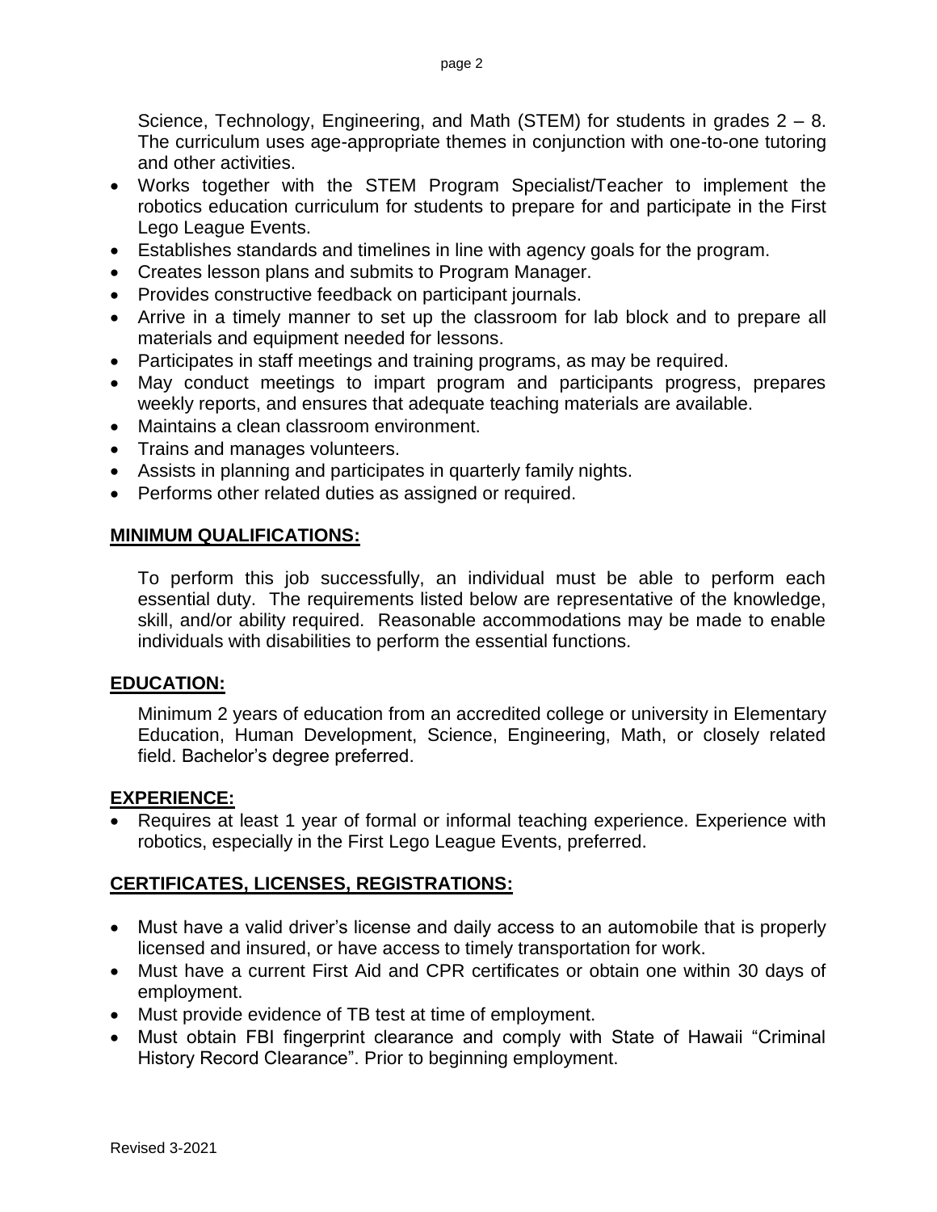Science, Technology, Engineering, and Math (STEM) for students in grades 2 – 8. The curriculum uses age-appropriate themes in conjunction with one-to-one tutoring and other activities.

- Works together with the STEM Program Specialist/Teacher to implement the robotics education curriculum for students to prepare for and participate in the First Lego League Events.
- Establishes standards and timelines in line with agency goals for the program.
- Creates lesson plans and submits to Program Manager.
- Provides constructive feedback on participant journals.
- Arrive in a timely manner to set up the classroom for lab block and to prepare all materials and equipment needed for lessons.
- Participates in staff meetings and training programs, as may be required.
- May conduct meetings to impart program and participants progress, prepares weekly reports, and ensures that adequate teaching materials are available.
- Maintains a clean classroom environment.
- Trains and manages volunteers.
- Assists in planning and participates in quarterly family nights.
- Performs other related duties as assigned or required.

## MINIMUM QUALIFICATIONS:

To perform this job successfully, an individual must be able to perform each essential duty. The requirements listed below are representative of the knowledge, skill, and/or ability required. Reasonable accommodations may be made to enable individuals with disabilities to perform the essential functions.

## EDUCATION:

Minimum 2 years of education from an accredited college or university in Elementary Education, Human Development, Science, Engineering, Math, or closely related field. Bachelor's degree preferred.

## EXPERIENCE:

- Requires at least 1 year of formal or informal teaching experience. Experience with robotics, especially in the First Lego League Events, preferred.

## CERTIFICATES, LICENSES, REGISTRATIONS:

- Must have a valid driver's license and daily access to an automobile that is properly licensed and insured, or have access to timely transportation for work.
- Must have a current First Aid and CPR certificates or obtain one within 30 days of employment.
- Must provide evidence of TB test at time of employment.
- Must obtain FBI fingerprint clearance and comply with State of Hawaii "Criminal History Record Clearance". Prior to beginning employment.

Revised 3-2021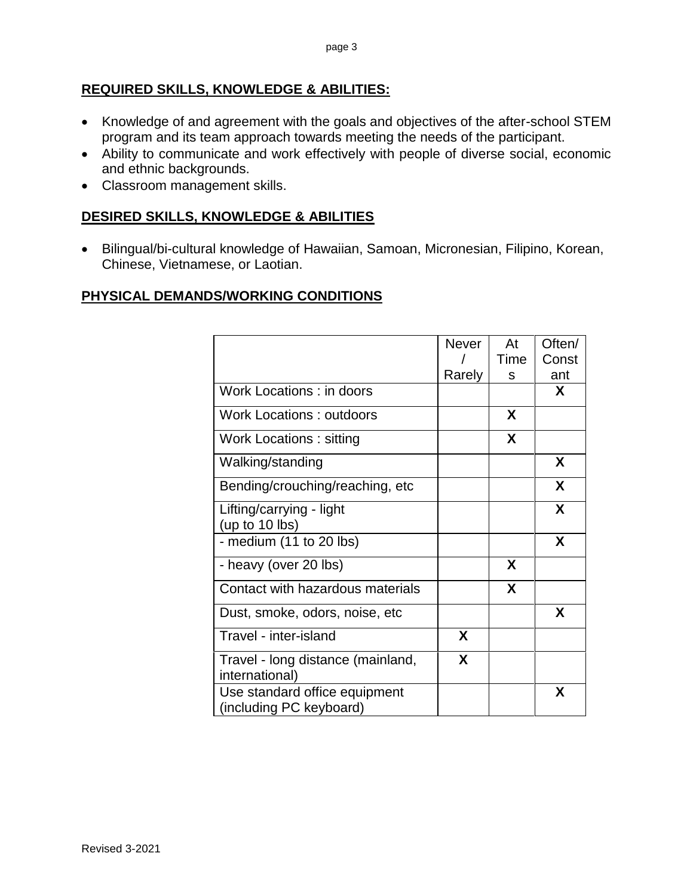## REQUIRED SKILLS, KNOWLEDGE & ABILITIES:

- Knowledge of and agreement with the goals and objectives of the after-school STEM program and its team approach towards meeting the needs of the participant.
- Ability to communicate and work effectively with people of diverse social, economic and ethnic backgrounds.
- Classroom management skills.

## DESIRED SKILLS, KNOWLEDGE & ABILITIES

- Bilingual/bi-cultural knowledge of Hawaiian, Samoan, Micronesian, Filipino, Korean, Chinese, Vietnamese, or Laotian.

## PHYSICAL DEMANDS/WORKING CONDITIONS

| | Never / Rarely | At Times | Often/ Constant |
|---|---|---|---|
| Work Locations : in doors | | | X |
| Work Locations : outdoors | | X | |
| Work Locations : sitting | | X | |
| Walking/standing | | | X |
| Bending/crouching/reaching, etc | | | X |
| Lifting/carrying - light (up to 10 lbs) | | | X |
| - medium (11 to 20 lbs) | | | X |
| - heavy (over 20 lbs) | | X | |
| Contact with hazardous materials | | X | |
| Dust, smoke, odors, noise, etc | | | X |
| Travel - inter-island | X | | |
| Travel - long distance (mainland, international) | X | | |
| Use standard office equipment (including PC keyboard) | | | X |

Revised 3-2021